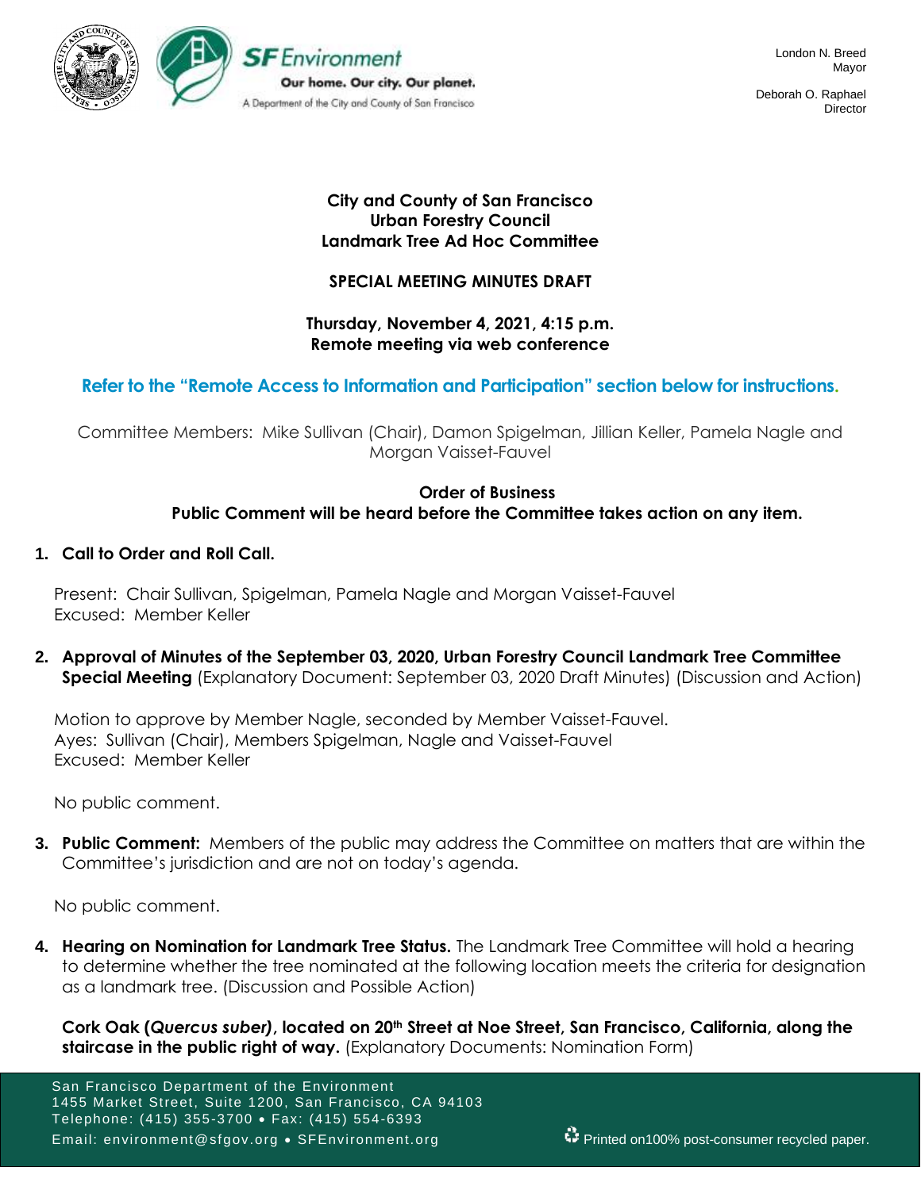London N. Breed
Mayor

Deborah O. Raphael
Director

# City and County of San Francisco
# Urban Forestry Council
# Landmark Tree Ad Hoc Committee

## SPECIAL MEETING MINUTES DRAFT

**Thursday, November 4, 2021, 4:15 p.m.**
**Remote meeting via web conference**

**Refer to the "Remote Access to Information and Participation" section below for instructions.**

Committee Members: Mike Sullivan (Chair), Damon Spigelman, Jillian Keller, Pamela Nagle and Morgan Vaisset-Fauvel

**Order of Business**
**Public Comment will be heard before the Committee takes action on any item.**

1. **Call to Order and Roll Call.**

   Present: Chair Sullivan, Spigelman, Pamela Nagle and Morgan Vaisset-Fauvel
   Excused: Member Keller

2. **Approval of Minutes of the September 03, 2020, Urban Forestry Council Landmark Tree Committee Special Meeting** (Explanatory Document: September 03, 2020 Draft Minutes) (Discussion and Action)

   Motion to approve by Member Nagle, seconded by Member Vaisset-Fauvel.
   Ayes: Sullivan (Chair), Members Spigelman, Nagle and Vaisset-Fauvel
   Excused: Member Keller

   No public comment.

3. **Public Comment:** Members of the public may address the Committee on matters that are within the Committee's jurisdiction and are not on today's agenda.

   No public comment.

4. **Hearing on Nomination for Landmark Tree Status.** The Landmark Tree Committee will hold a hearing to determine whether the tree nominated at the following location meets the criteria for designation as a landmark tree. (Discussion and Possible Action)

   **Cork Oak (*Quercus suber*), located on 20th Street at Noe Street, San Francisco, California, along the staircase in the public right of way.** (Explanatory Documents: Nomination Form)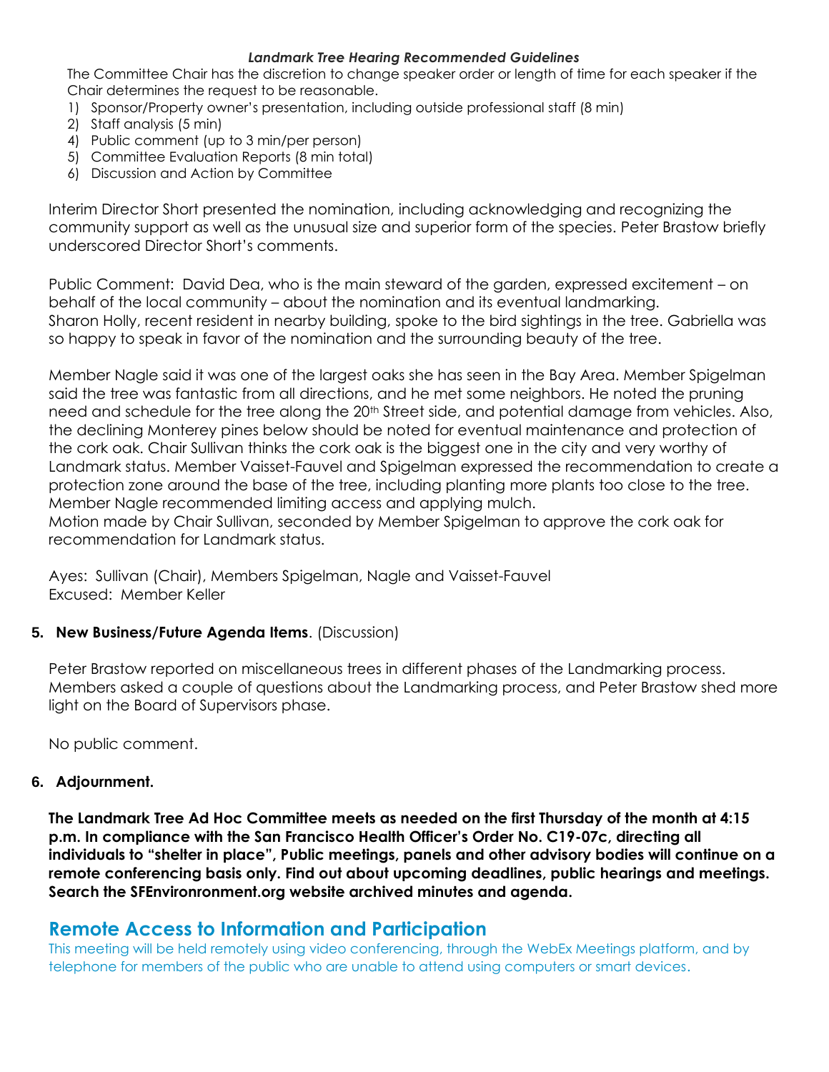***Landmark Tree Hearing Recommended Guidelines***

The Committee Chair has the discretion to change speaker order or length of time for each speaker if the Chair determines the request to be reasonable.

1) Sponsor/Property owner's presentation, including outside professional staff (8 min)
2) Staff analysis (5 min)
4) Public comment (up to 3 min/per person)
5) Committee Evaluation Reports (8 min total)
6) Discussion and Action by Committee

Interim Director Short presented the nomination, including acknowledging and recognizing the community support as well as the unusual size and superior form of the species. Peter Brastow briefly underscored Director Short's comments.

Public Comment: David Dea, who is the main steward of the garden, expressed excitement – on behalf of the local community – about the nomination and its eventual landmarking. Sharon Holly, recent resident in nearby building, spoke to the bird sightings in the tree. Gabriella was so happy to speak in favor of the nomination and the surrounding beauty of the tree.

Member Nagle said it was one of the largest oaks she has seen in the Bay Area. Member Spigelman said the tree was fantastic from all directions, and he met some neighbors. He noted the pruning need and schedule for the tree along the 20th Street side, and potential damage from vehicles. Also, the declining Monterey pines below should be noted for eventual maintenance and protection of the cork oak. Chair Sullivan thinks the cork oak is the biggest one in the city and very worthy of Landmark status. Member Vaisset-Fauvel and Spigelman expressed the recommendation to create a protection zone around the base of the tree, including planting more plants too close to the tree. Member Nagle recommended limiting access and applying mulch.
Motion made by Chair Sullivan, seconded by Member Spigelman to approve the cork oak for recommendation for Landmark status.

Ayes: Sullivan (Chair), Members Spigelman, Nagle and Vaisset-Fauvel
Excused: Member Keller

**5. New Business/Future Agenda Items**. (Discussion)

Peter Brastow reported on miscellaneous trees in different phases of the Landmarking process. Members asked a couple of questions about the Landmarking process, and Peter Brastow shed more light on the Board of Supervisors phase.

No public comment.

**6. Adjournment.**

**The Landmark Tree Ad Hoc Committee meets as needed on the first Thursday of the month at 4:15 p.m. In compliance with the San Francisco Health Officer's Order No. C19-07c, directing all individuals to "shelter in place", Public meetings, panels and other advisory bodies will continue on a remote conferencing basis only. Find out about upcoming deadlines, public hearings and meetings. Search the SFEnvironronment.org website archived minutes and agenda.**

## Remote Access to Information and Participation

This meeting will be held remotely using video conferencing, through the WebEx Meetings platform, and by telephone for members of the public who are unable to attend using computers or smart devices.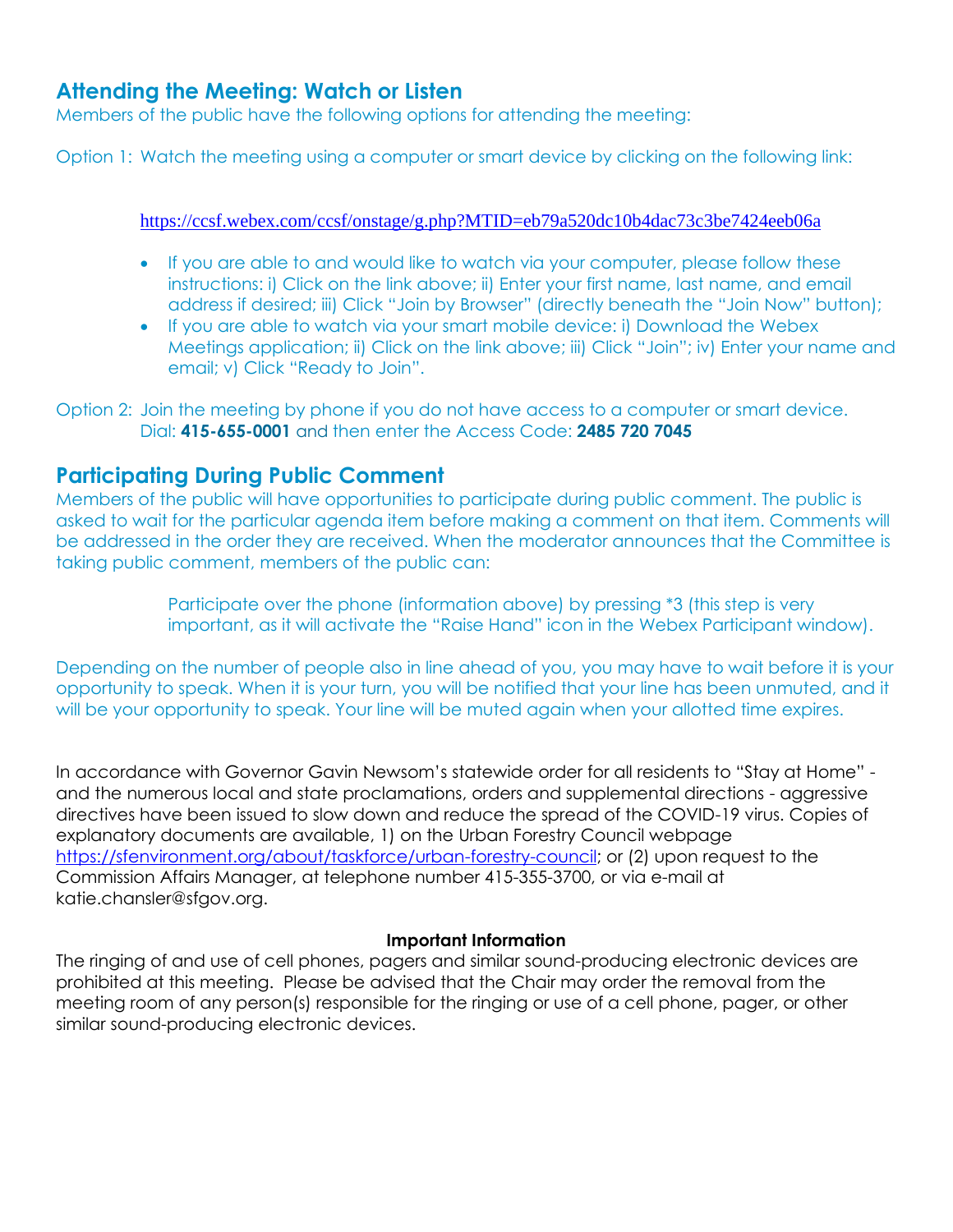## Attending the Meeting: Watch or Listen

Members of the public have the following options for attending the meeting:

Option 1: Watch the meeting using a computer or smart device by clicking on the following link:

https://ccsf.webex.com/ccsf/onstage/g.php?MTID=eb79a520dc10b4dac73c3be7424eeb06a

- If you are able to and would like to watch via your computer, please follow these instructions: i) Click on the link above; ii) Enter your first name, last name, and email address if desired; iii) Click "Join by Browser" (directly beneath the "Join Now" button);
- If you are able to watch via your smart mobile device: i) Download the Webex Meetings application; ii) Click on the link above; iii) Click "Join"; iv) Enter your name and email; v) Click "Ready to Join".

Option 2: Join the meeting by phone if you do not have access to a computer or smart device. Dial: **415-655-0001** and then enter the Access Code: **2485 720 7045**

## Participating During Public Comment

Members of the public will have opportunities to participate during public comment. The public is asked to wait for the particular agenda item before making a comment on that item. Comments will be addressed in the order they are received. When the moderator announces that the Committee is taking public comment, members of the public can:

Participate over the phone (information above) by pressing *3 (this step is very important, as it will activate the "Raise Hand" icon in the Webex Participant window).

Depending on the number of people also in line ahead of you, you may have to wait before it is your opportunity to speak. When it is your turn, you will be notified that your line has been unmuted, and it will be your opportunity to speak. Your line will be muted again when your allotted time expires.

In accordance with Governor Gavin Newsom's statewide order for all residents to "Stay at Home" - and the numerous local and state proclamations, orders and supplemental directions - aggressive directives have been issued to slow down and reduce the spread of the COVID-19 virus. Copies of explanatory documents are available, 1) on the Urban Forestry Council webpage https://sfenvironment.org/about/taskforce/urban-forestry-council; or (2) upon request to the Commission Affairs Manager, at telephone number 415-355-3700, or via e-mail at katie.chansler@sfgov.org.

**Important Information**

The ringing of and use of cell phones, pagers and similar sound-producing electronic devices are prohibited at this meeting. Please be advised that the Chair may order the removal from the meeting room of any person(s) responsible for the ringing or use of a cell phone, pager, or other similar sound-producing electronic devices.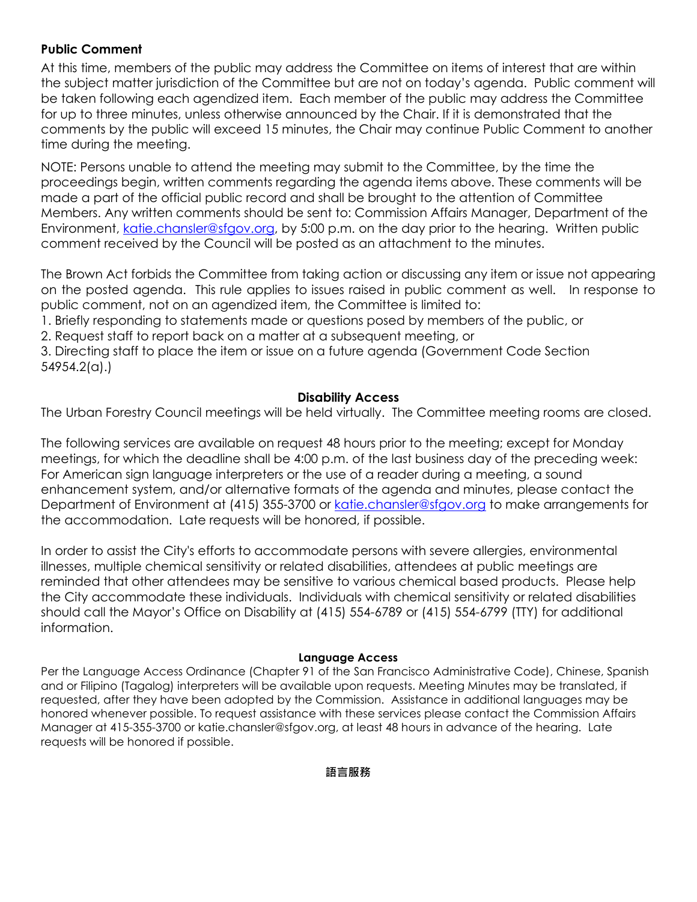### Public Comment

At this time, members of the public may address the Committee on items of interest that are within the subject matter jurisdiction of the Committee but are not on today's agenda. Public comment will be taken following each agendized item. Each member of the public may address the Committee for up to three minutes, unless otherwise announced by the Chair. If it is demonstrated that the comments by the public will exceed 15 minutes, the Chair may continue Public Comment to another time during the meeting.

NOTE: Persons unable to attend the meeting may submit to the Committee, by the time the proceedings begin, written comments regarding the agenda items above. These comments will be made a part of the official public record and shall be brought to the attention of Committee Members. Any written comments should be sent to: Commission Affairs Manager, Department of the Environment, katie.chansler@sfgov.org, by 5:00 p.m. on the day prior to the hearing. Written public comment received by the Council will be posted as an attachment to the minutes.

The Brown Act forbids the Committee from taking action or discussing any item or issue not appearing on the posted agenda. This rule applies to issues raised in public comment as well. In response to public comment, not on an agendized item, the Committee is limited to:

1. Briefly responding to statements made or questions posed by members of the public, or
2. Request staff to report back on a matter at a subsequent meeting, or
3. Directing staff to place the item or issue on a future agenda (Government Code Section 54954.2(a).)

### Disability Access

The Urban Forestry Council meetings will be held virtually. The Committee meeting rooms are closed.

The following services are available on request 48 hours prior to the meeting; except for Monday meetings, for which the deadline shall be 4:00 p.m. of the last business day of the preceding week: For American sign language interpreters or the use of a reader during a meeting, a sound enhancement system, and/or alternative formats of the agenda and minutes, please contact the Department of Environment at (415) 355-3700 or katie.chansler@sfgov.org to make arrangements for the accommodation. Late requests will be honored, if possible.

In order to assist the City's efforts to accommodate persons with severe allergies, environmental illnesses, multiple chemical sensitivity or related disabilities, attendees at public meetings are reminded that other attendees may be sensitive to various chemical based products. Please help the City accommodate these individuals. Individuals with chemical sensitivity or related disabilities should call the Mayor's Office on Disability at (415) 554-6789 or (415) 554-6799 (TTY) for additional information.

### Language Access

Per the Language Access Ordinance (Chapter 91 of the San Francisco Administrative Code), Chinese, Spanish and or Filipino (Tagalog) interpreters will be available upon requests. Meeting Minutes may be translated, if requested, after they have been adopted by the Commission. Assistance in additional languages may be honored whenever possible. To request assistance with these services please contact the Commission Affairs Manager at 415-355-3700 or katie.chansler@sfgov.org, at least 48 hours in advance of the hearing. Late requests will be honored if possible.

### 語言服務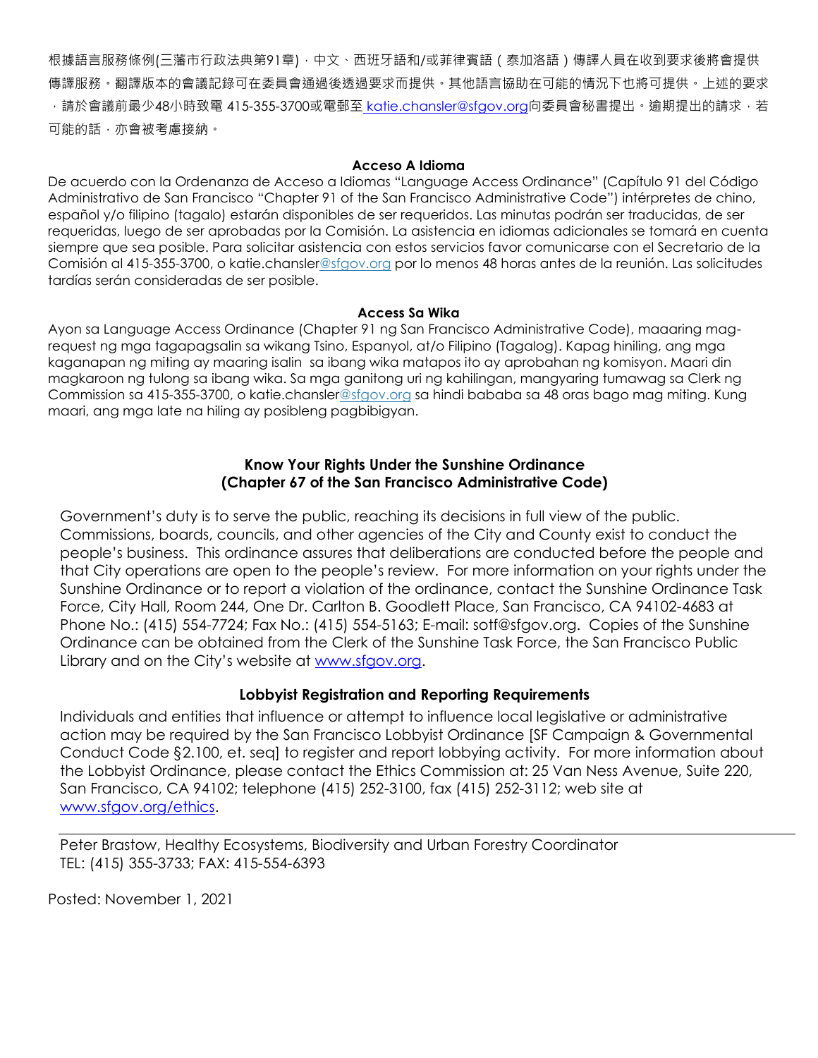根據語言服務條例(三藩市行政法典第91章)，中文、西班牙語和/或菲律賓語（泰加洛語）傳譯人員在收到要求後將會提供傳譯服務。翻譯版本的會議記錄可在委員會通過後透過要求而提供。其他語言協助在可能的情況下也將可提供。上述的要求，請於會議前最少48小時致電 415-355-3700或電郵至 katie.chansler@sfgov.org向委員會秘書提出。逾期提出的請求，若可能的話，亦會被考慮接納。

**Acceso A Idioma**

De acuerdo con la Ordenanza de Acceso a Idiomas "Language Access Ordinance" (Capítulo 91 del Código Administrativo de San Francisco "Chapter 91 of the San Francisco Administrative Code") intérpretes de chino, español y/o filipino (tagalo) estarán disponibles de ser requeridos. Las minutas podrán ser traducidas, de ser requeridas, luego de ser aprobadas por la Comisión. La asistencia en idiomas adicionales se tomará en cuenta siempre que sea posible. Para solicitar asistencia con estos servicios favor comunicarse con el Secretario de la Comisión al 415-355-3700, o katie.chansler@sfgov.org por lo menos 48 horas antes de la reunión. Las solicitudes tardías serán consideradas de ser posible.

**Access Sa Wika**

Ayon sa Language Access Ordinance (Chapter 91 ng San Francisco Administrative Code), maaaring mag-request ng mga tagapagsalin sa wikang Tsino, Espanyol, at/o Filipino (Tagalog). Kapag hiniling, ang mga kaganapan ng miting ay maaring isalin sa ibang wika matapos ito ay aprobahan ng komisyon. Maari din magkaroon ng tulong sa ibang wika. Sa mga ganitong uri ng kahilingan, mangyaring tumawag sa Clerk ng Commission sa 415-355-3700, o katie.chansler@sfgov.org sa hindi bababa sa 48 oras bago mag miting. Kung maari, ang mga late na hiling ay posibleng pagbibigyan.

**Know Your Rights Under the Sunshine Ordinance**
**(Chapter 67 of the San Francisco Administrative Code)**

Government's duty is to serve the public, reaching its decisions in full view of the public. Commissions, boards, councils, and other agencies of the City and County exist to conduct the people's business. This ordinance assures that deliberations are conducted before the people and that City operations are open to the people's review. For more information on your rights under the Sunshine Ordinance or to report a violation of the ordinance, contact the Sunshine Ordinance Task Force, City Hall, Room 244, One Dr. Carlton B. Goodlett Place, San Francisco, CA 94102-4683 at Phone No.: (415) 554-7724; Fax No.: (415) 554-5163; E-mail: sotf@sfgov.org. Copies of the Sunshine Ordinance can be obtained from the Clerk of the Sunshine Task Force, the San Francisco Public Library and on the City's website at www.sfgov.org.

**Lobbyist Registration and Reporting Requirements**

Individuals and entities that influence or attempt to influence local legislative or administrative action may be required by the San Francisco Lobbyist Ordinance [SF Campaign & Governmental Conduct Code §2.100, et. seq] to register and report lobbying activity. For more information about the Lobbyist Ordinance, please contact the Ethics Commission at: 25 Van Ness Avenue, Suite 220, San Francisco, CA 94102; telephone (415) 252-3100, fax (415) 252-3112; web site at www.sfgov.org/ethics.

---

Peter Brastow, Healthy Ecosystems, Biodiversity and Urban Forestry Coordinator
TEL: (415) 355-3733; FAX: 415-554-6393

Posted: November 1, 2021